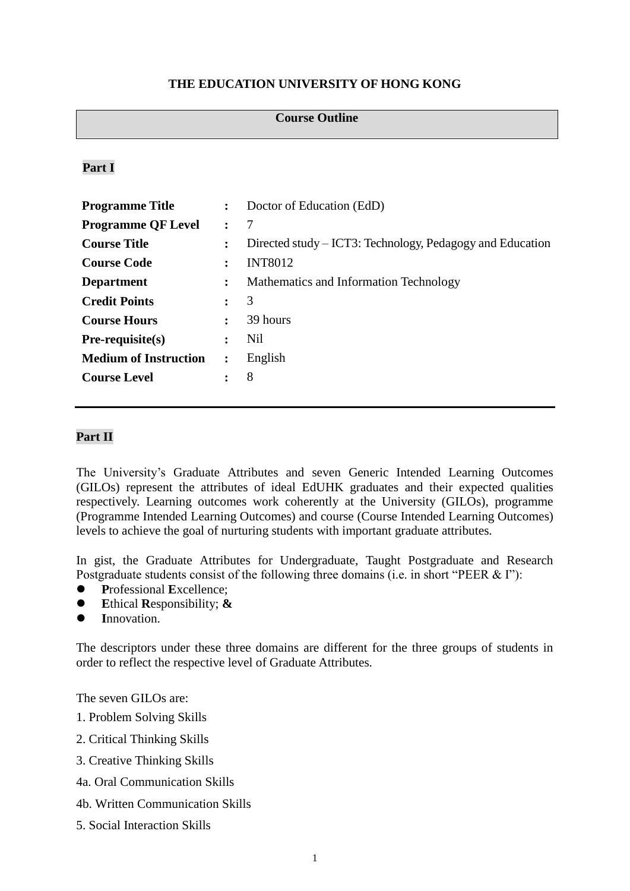**THE EDUCATION UNIVERSITY OF HONG KONG**

## Course Outline

### Part I

| | | |
|---|---|---|
| **Programme Title** | **:** | Doctor of Education (EdD) |
| **Programme QF Level** | **:** | 7 |
| **Course Title** | **:** | Directed study – ICT3: Technology, Pedagogy and Education |
| **Course Code** | **:** | INT8012 |
| **Department** | **:** | Mathematics and Information Technology |
| **Credit Points** | **:** | 3 |
| **Course Hours** | **:** | 39 hours |
| **Pre-requisite(s)** | **:** | Nil |
| **Medium of Instruction** | **:** | English |
| **Course Level** | **:** | 8 |

---

### Part II

The University's Graduate Attributes and seven Generic Intended Learning Outcomes (GILOs) represent the attributes of ideal EdUHK graduates and their expected qualities respectively. Learning outcomes work coherently at the University (GILOs), programme (Programme Intended Learning Outcomes) and course (Course Intended Learning Outcomes) levels to achieve the goal of nurturing students with important graduate attributes.

In gist, the Graduate Attributes for Undergraduate, Taught Postgraduate and Research Postgraduate students consist of the following three domains (i.e. in short "PEER & I"):

- **P**rofessional **E**xcellence;
- **E**thical **R**esponsibility; **&**
- **I**nnovation.

The descriptors under these three domains are different for the three groups of students in order to reflect the respective level of Graduate Attributes.

The seven GILOs are:

1. Problem Solving Skills
2. Critical Thinking Skills
3. Creative Thinking Skills

4a. Oral Communication Skills

4b. Written Communication Skills

5. Social Interaction Skills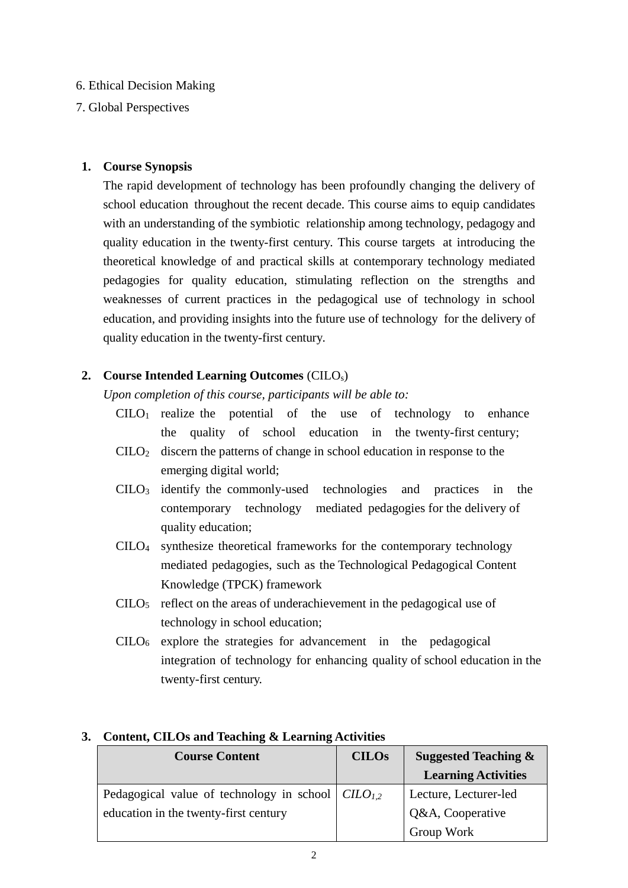6. Ethical Decision Making
7. Global Perspectives

1. **Course Synopsis**

   The rapid development of technology has been profoundly changing the delivery of school education throughout the recent decade. This course aims to equip candidates with an understanding of the symbiotic relationship among technology, pedagogy and quality education in the twenty-first century. This course targets at introducing the theoretical knowledge of and practical skills at contemporary technology mediated pedagogies for quality education, stimulating reflection on the strengths and weaknesses of current practices in the pedagogical use of technology in school education, and providing insights into the future use of technology for the delivery of quality education in the twenty-first century.

2. **Course Intended Learning Outcomes** ($CILO_s$)

   *Upon completion of this course, participants will be able to:*

   - $CILO_1$ realize the potential of the use of technology to enhance the quality of school education in the twenty-first century;
   - $CILO_2$ discern the patterns of change in school education in response to the emerging digital world;
   - $CILO_3$ identify the commonly-used technologies and practices in the contemporary technology mediated pedagogies for the delivery of quality education;
   - $CILO_4$ synthesize theoretical frameworks for the contemporary technology mediated pedagogies, such as the Technological Pedagogical Content Knowledge (TPCK) framework
   - $CILO_5$ reflect on the areas of underachievement in the pedagogical use of technology in school education;
   - $CILO_6$ explore the strategies for advancement in the pedagogical integration of technology for enhancing quality of school education in the twenty-first century.

3. **Content, CILOs and Teaching & Learning Activities**

| Course Content | CILOs | Suggested Teaching & Learning Activities |
|---|---|---|
| Pedagogical value of technology in school education in the twenty-first century | $CILO_{1,2}$ | Lecture, Lecturer-led Q&A, Cooperative Group Work |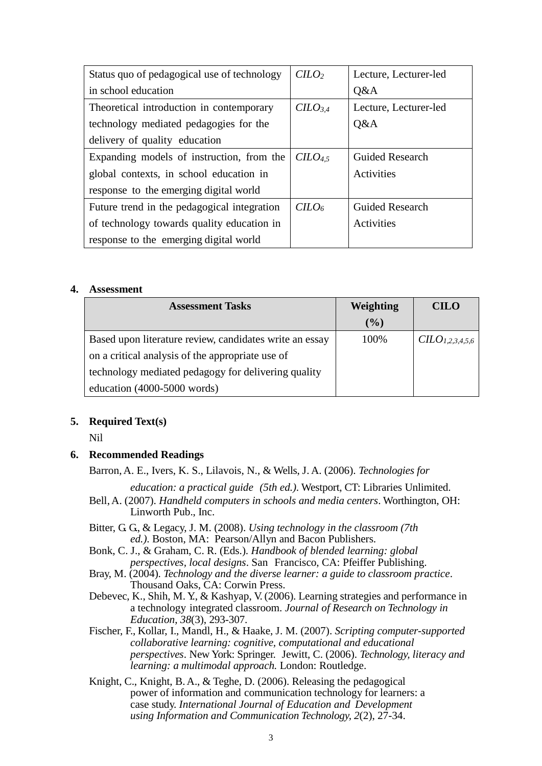| | | |
|---|---|---|
| Status quo of pedagogical use of technology in school education | *CILO*$_2$ | Lecture, Lecturer-led Q&A |
| Theoretical introduction in contemporary technology mediated pedagogies for the delivery of quality education | *CILO*$_{3,4}$ | Lecture, Lecturer-led Q&A |
| Expanding models of instruction, from the global contexts, in school education in response to the emerging digital world | *CILO*$_{4,5}$ | Guided Research Activities |
| Future trend in the pedagogical integration of technology towards quality education in response to the emerging digital world | *CILO*$_6$ | Guided Research Activities |

**4. Assessment**

| Assessment Tasks | Weighting (%) | CILO |
|---|---|---|
| Based upon literature review, candidates write an essay on a critical analysis of the appropriate use of technology mediated pedagogy for delivering quality education (4000-5000 words) | 100% | *CILO*$_{1,2,3,4,5,6}$ |

**5. Required Text(s)**

Nil

**6. Recommended Readings**

Barron, A. E., Ivers, K. S., Lilavois, N., & Wells, J. A. (2006). *Technologies for education: a practical guide (5th ed.)*. Westport, CT: Libraries Unlimited.

Bell, A. (2007). *Handheld computers in schools and media centers*. Worthington, OH: Linworth Pub., Inc.

Bitter, G. G., & Legacy, J. M. (2008). *Using technology in the classroom (7th ed.)*. Boston, MA: Pearson/Allyn and Bacon Publishers.

Bonk, C. J., & Graham, C. R. (Eds.). *Handbook of blended learning: global perspectives, local designs*. San Francisco, CA: Pfeiffer Publishing.

Bray, M. (2004). *Technology and the diverse learner: a guide to classroom practice*. Thousand Oaks, CA: Corwin Press.

Debevec, K., Shih, M. Y., & Kashyap, V. (2006). Learning strategies and performance in a technology integrated classroom. *Journal of Research on Technology in Education*, *38*(3), 293-307.

Fischer, F., Kollar, I., Mandl, H., & Haake, J. M. (2007). *Scripting computer-supported collaborative learning: cognitive, computational and educational perspectives*. New York: Springer. Jewitt, C. (2006). *Technology, literacy and learning: a multimodal approach.* London: Routledge.

Knight, C., Knight, B. A., & Teghe, D. (2006). Releasing the pedagogical power of information and communication technology for learners: a case study. *International Journal of Education and Development using Information and Communication Technology, 2*(2), 27-34.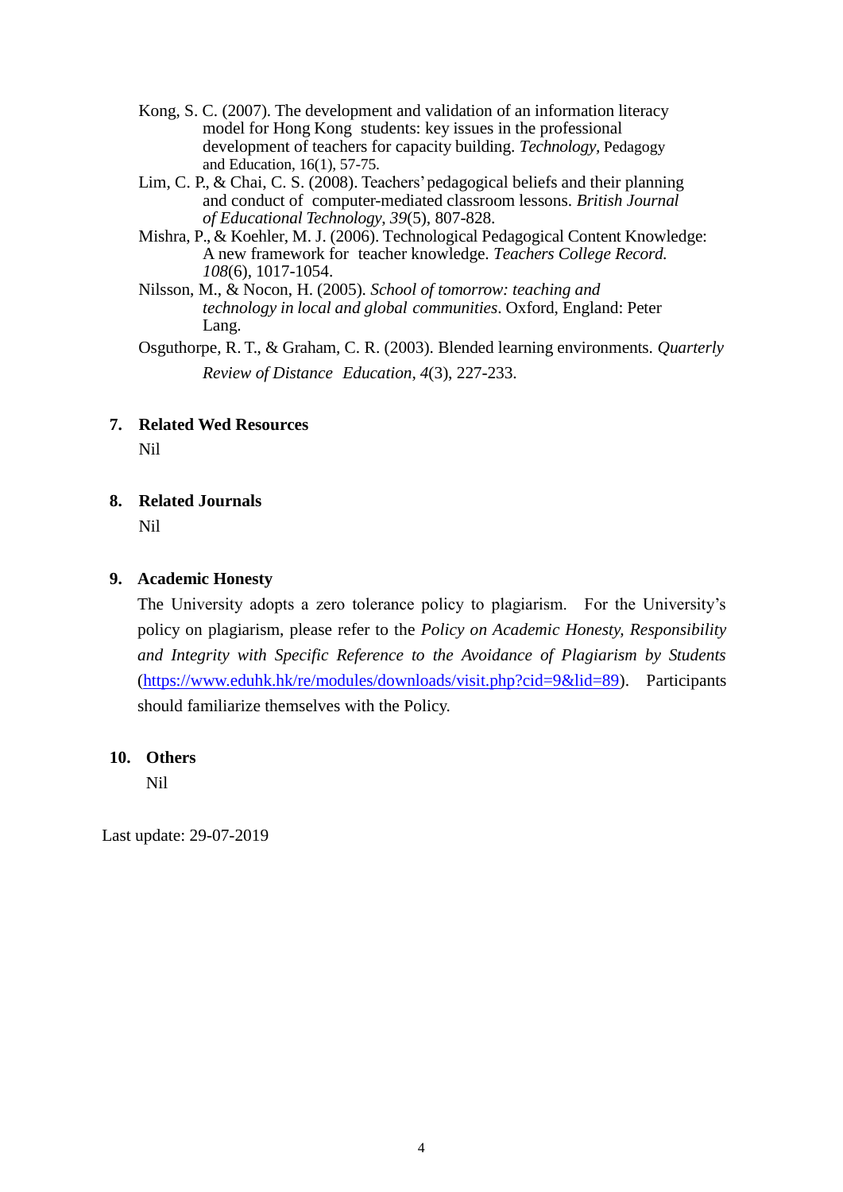Kong, S. C. (2007). The development and validation of an information literacy model for Hong Kong students: key issues in the professional development of teachers for capacity building. *Technology*, Pedagogy and Education, 16(1), 57-75.

Lim, C. P., & Chai, C. S. (2008). Teachers' pedagogical beliefs and their planning and conduct of computer-mediated classroom lessons. *British Journal of Educational Technology*, *39*(5), 807-828.

Mishra, P., & Koehler, M. J. (2006). Technological Pedagogical Content Knowledge: A new framework for teacher knowledge. *Teachers College Record. 108*(6), 1017-1054.

Nilsson, M., & Nocon, H. (2005). *School of tomorrow: teaching and technology in local and global communities*. Oxford, England: Peter Lang.

Osguthorpe, R. T., & Graham, C. R. (2003). Blended learning environments. *Quarterly Review of Distance Education*, *4*(3), 227-233.

## 7. Related Wed Resources

Nil

## 8. Related Journals

Nil

## 9. Academic Honesty

The University adopts a zero tolerance policy to plagiarism. For the University's policy on plagiarism, please refer to the *Policy on Academic Honesty, Responsibility and Integrity with Specific Reference to the Avoidance of Plagiarism by Students* (https://www.eduhk.hk/re/modules/downloads/visit.php?cid=9&lid=89). Participants should familiarize themselves with the Policy.

## 10. Others

Nil

Last update: 29-07-2019